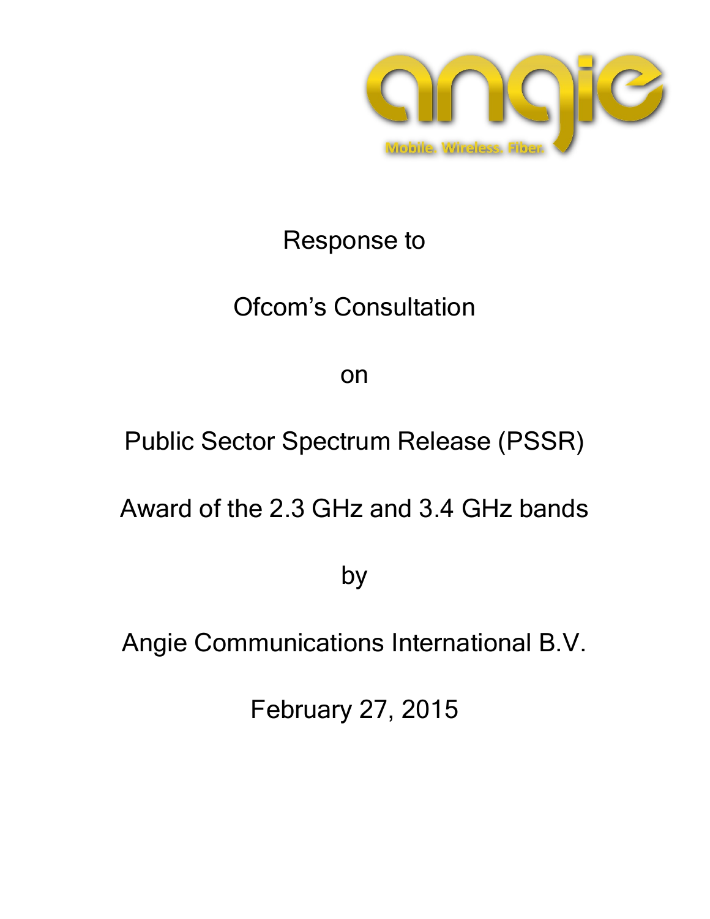angie

Mobile. Wireless. Fiber.

Response to

Ofcom's Consultation

on

Public Sector Spectrum Release (PSSR)

Award of the 2.3 GHz and 3.4 GHz bands

by

Angie Communications International B.V.

February 27, 2015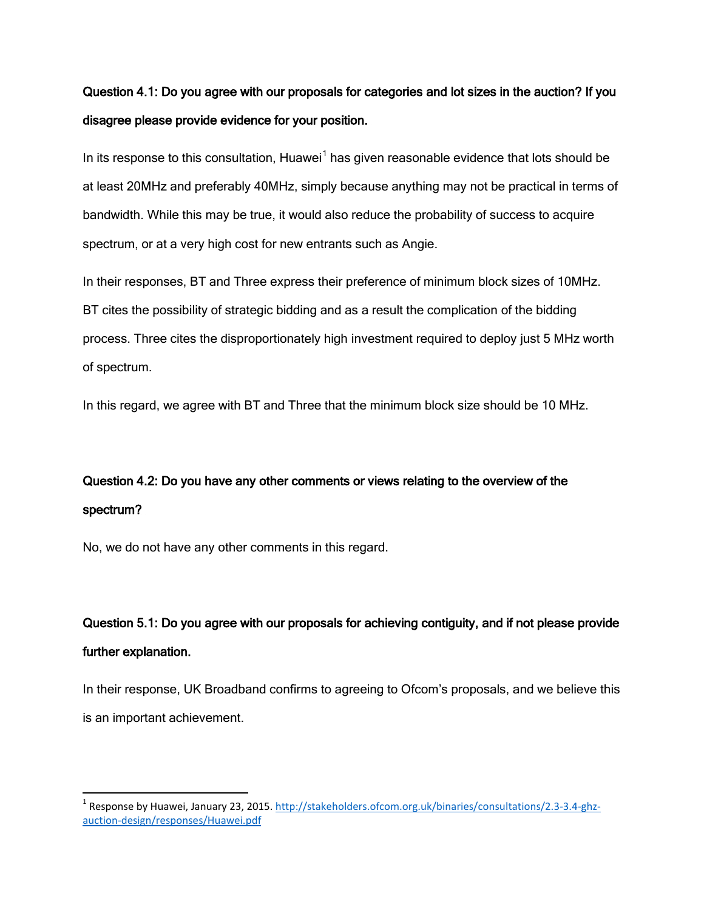**Question 4.1: Do you agree with our proposals for categories and lot sizes in the auction? If you disagree please provide evidence for your position.**

In its response to this consultation, Huawei[1] has given reasonable evidence that lots should be at least 20MHz and preferably 40MHz, simply because anything may not be practical in terms of bandwidth. While this may be true, it would also reduce the probability of success to acquire spectrum, or at a very high cost for new entrants such as Angie.

In their responses, BT and Three express their preference of minimum block sizes of 10MHz. BT cites the possibility of strategic bidding and as a result the complication of the bidding process. Three cites the disproportionately high investment required to deploy just 5 MHz worth of spectrum.

In this regard, we agree with BT and Three that the minimum block size should be 10 MHz.

**Question 4.2: Do you have any other comments or views relating to the overview of the spectrum?**

No, we do not have any other comments in this regard.

**Question 5.1: Do you agree with our proposals for achieving contiguity, and if not please provide further explanation.**

In their response, UK Broadband confirms to agreeing to Ofcom's proposals, and we believe this is an important achievement.

---

[1] Response by Huawei, January 23, 2015. [http://stakeholders.ofcom.org.uk/binaries/consultations/2.3-3.4-ghz-auction-design/responses/Huawei.pdf](http://stakeholders.ofcom.org.uk/binaries/consultations/2.3-3.4-ghz-auction-design/responses/Huawei.pdf)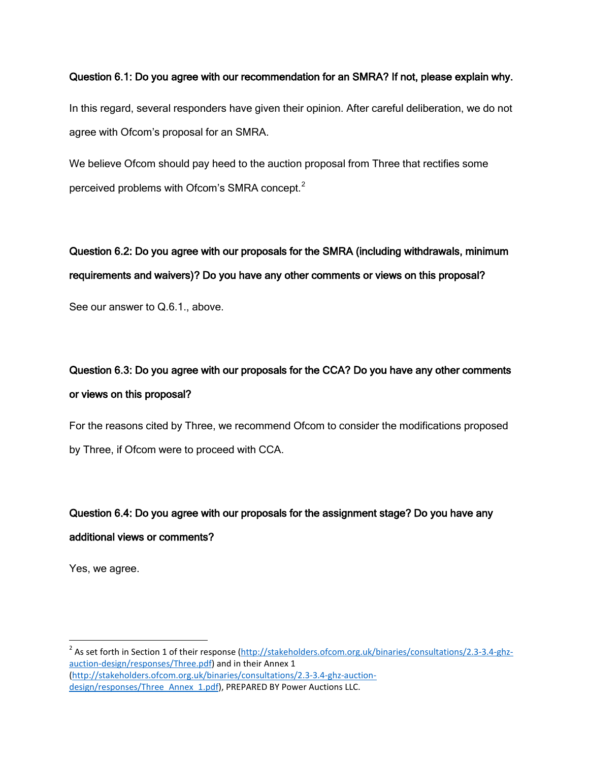**Question 6.1: Do you agree with our recommendation for an SMRA? If not, please explain why.**

In this regard, several responders have given their opinion. After careful deliberation, we do not agree with Ofcom's proposal for an SMRA.

We believe Ofcom should pay heed to the auction proposal from Three that rectifies some perceived problems with Ofcom's SMRA concept.[2]

**Question 6.2: Do you agree with our proposals for the SMRA (including withdrawals, minimum requirements and waivers)? Do you have any other comments or views on this proposal?**

See our answer to Q.6.1., above.

**Question 6.3: Do you agree with our proposals for the CCA? Do you have any other comments or views on this proposal?**

For the reasons cited by Three, we recommend Ofcom to consider the modifications proposed by Three, if Ofcom were to proceed with CCA.

**Question 6.4: Do you agree with our proposals for the assignment stage? Do you have any additional views or comments?**

Yes, we agree.

---

[2] As set forth in Section 1 of their response (http://stakeholders.ofcom.org.uk/binaries/consultations/2.3-3.4-ghz-auction-design/responses/Three.pdf) and in their Annex 1 (http://stakeholders.ofcom.org.uk/binaries/consultations/2.3-3.4-ghz-auction-design/responses/Three_Annex_1.pdf), PREPARED BY Power Auctions LLC.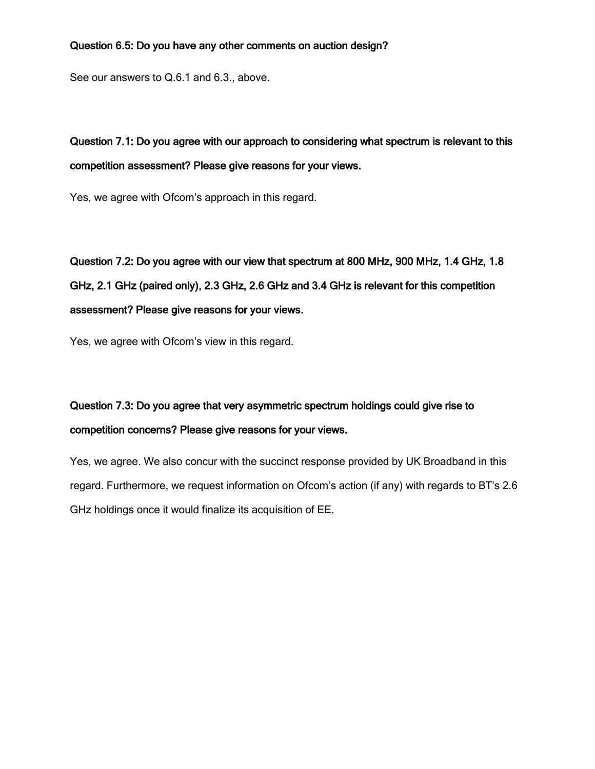**Question 6.5: Do you have any other comments on auction design?**

See our answers to Q.6.1 and 6.3., above.

**Question 7.1: Do you agree with our approach to considering what spectrum is relevant to this competition assessment? Please give reasons for your views.**

Yes, we agree with Ofcom's approach in this regard.

**Question 7.2: Do you agree with our view that spectrum at 800 MHz, 900 MHz, 1.4 GHz, 1.8 GHz, 2.1 GHz (paired only), 2.3 GHz, 2.6 GHz and 3.4 GHz is relevant for this competition assessment? Please give reasons for your views.**

Yes, we agree with Ofcom's view in this regard.

**Question 7.3: Do you agree that very asymmetric spectrum holdings could give rise to competition concerns? Please give reasons for your views.**

Yes, we agree. We also concur with the succinct response provided by UK Broadband in this regard. Furthermore, we request information on Ofcom's action (if any) with regards to BT's 2.6 GHz holdings once it would finalize its acquisition of EE.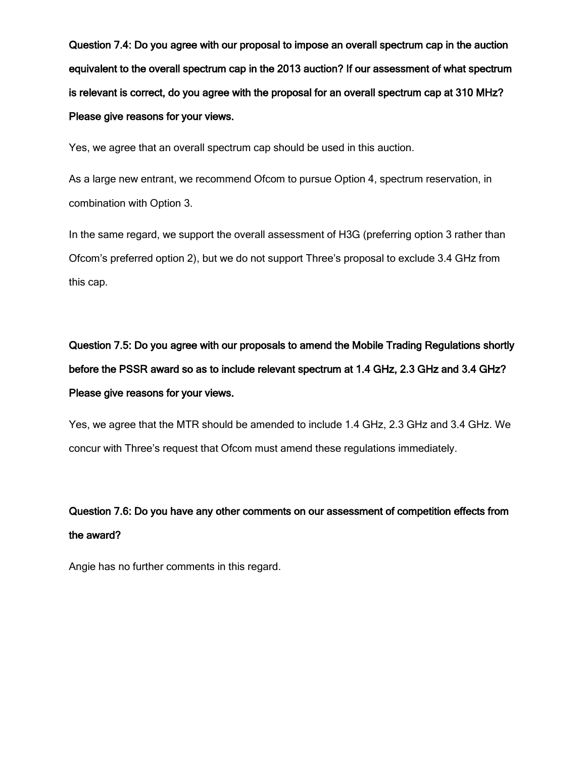**Question 7.4: Do you agree with our proposal to impose an overall spectrum cap in the auction equivalent to the overall spectrum cap in the 2013 auction? If our assessment of what spectrum is relevant is correct, do you agree with the proposal for an overall spectrum cap at 310 MHz? Please give reasons for your views.**

Yes, we agree that an overall spectrum cap should be used in this auction.

As a large new entrant, we recommend Ofcom to pursue Option 4, spectrum reservation, in combination with Option 3.

In the same regard, we support the overall assessment of H3G (preferring option 3 rather than Ofcom's preferred option 2), but we do not support Three's proposal to exclude 3.4 GHz from this cap.

**Question 7.5: Do you agree with our proposals to amend the Mobile Trading Regulations shortly before the PSSR award so as to include relevant spectrum at 1.4 GHz, 2.3 GHz and 3.4 GHz? Please give reasons for your views.**

Yes, we agree that the MTR should be amended to include 1.4 GHz, 2.3 GHz and 3.4 GHz. We concur with Three's request that Ofcom must amend these regulations immediately.

**Question 7.6: Do you have any other comments on our assessment of competition effects from the award?**

Angie has no further comments in this regard.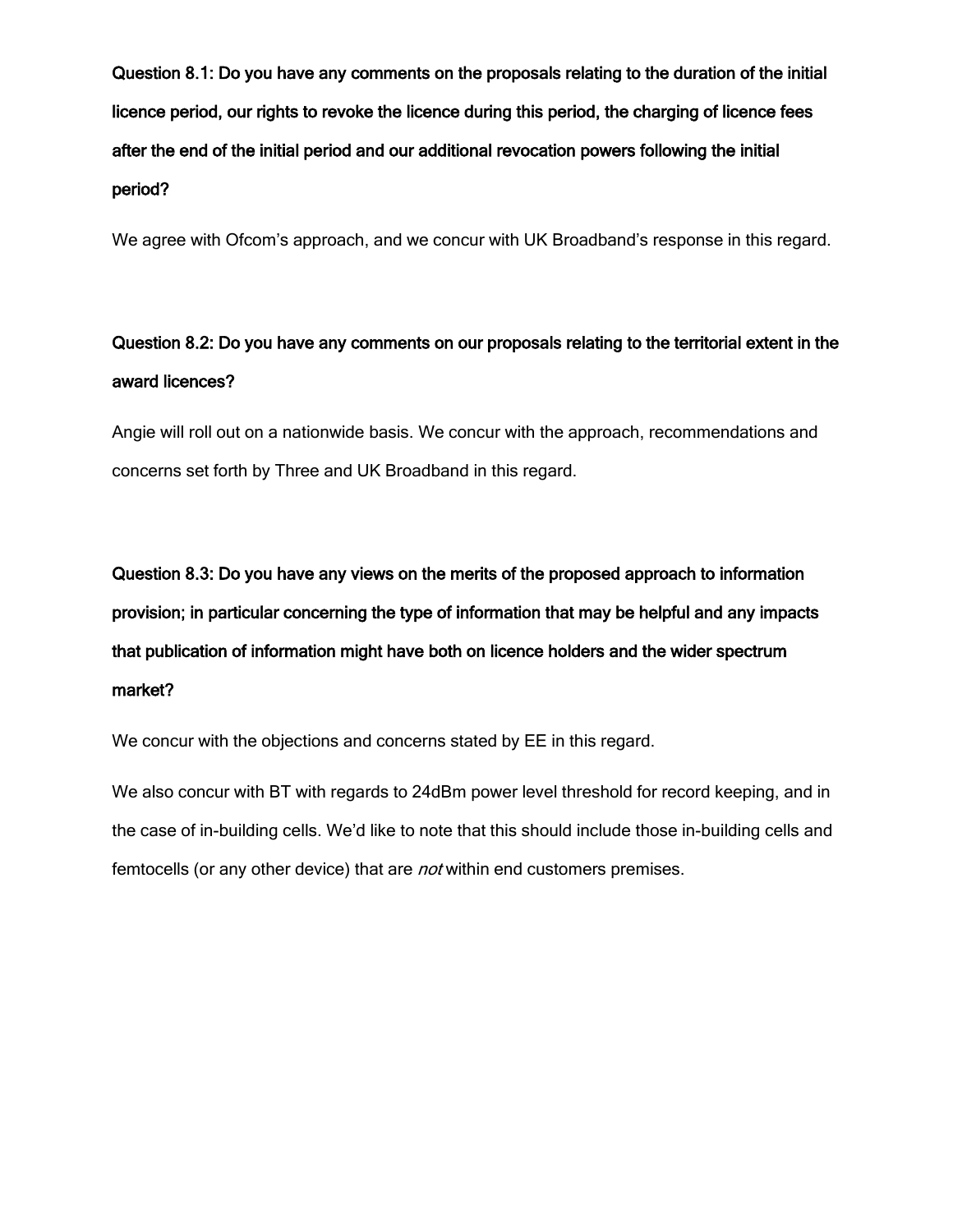**Question 8.1: Do you have any comments on the proposals relating to the duration of the initial licence period, our rights to revoke the licence during this period, the charging of licence fees after the end of the initial period and our additional revocation powers following the initial period?**

We agree with Ofcom's approach, and we concur with UK Broadband's response in this regard.

**Question 8.2: Do you have any comments on our proposals relating to the territorial extent in the award licences?**

Angie will roll out on a nationwide basis. We concur with the approach, recommendations and concerns set forth by Three and UK Broadband in this regard.

**Question 8.3: Do you have any views on the merits of the proposed approach to information provision; in particular concerning the type of information that may be helpful and any impacts that publication of information might have both on licence holders and the wider spectrum market?**

We concur with the objections and concerns stated by EE in this regard.

We also concur with BT with regards to 24dBm power level threshold for record keeping, and in the case of in-building cells. We'd like to note that this should include those in-building cells and femtocells (or any other device) that are *not* within end customers premises.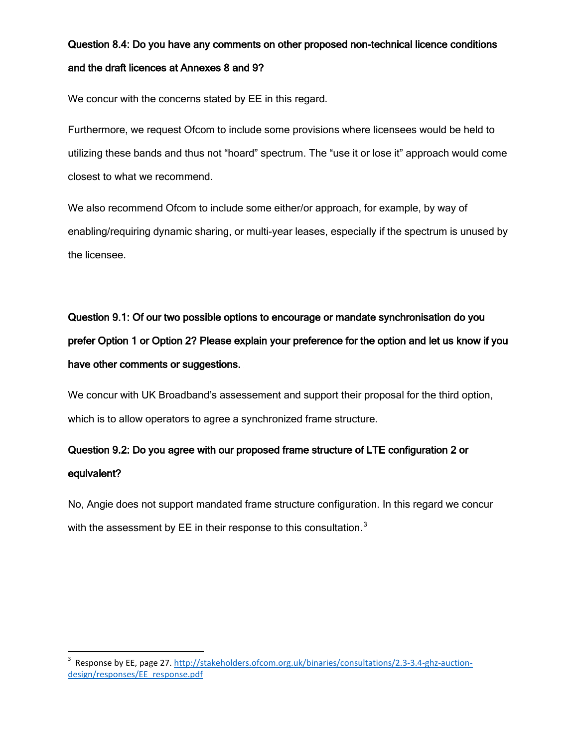**Question 8.4: Do you have any comments on other proposed non-technical licence conditions and the draft licences at Annexes 8 and 9?**

We concur with the concerns stated by EE in this regard.

Furthermore, we request Ofcom to include some provisions where licensees would be held to utilizing these bands and thus not "hoard" spectrum. The "use it or lose it" approach would come closest to what we recommend.

We also recommend Ofcom to include some either/or approach, for example, by way of enabling/requiring dynamic sharing, or multi-year leases, especially if the spectrum is unused by the licensee.

**Question 9.1: Of our two possible options to encourage or mandate synchronisation do you prefer Option 1 or Option 2? Please explain your preference for the option and let us know if you have other comments or suggestions.**

We concur with UK Broadband's assessement and support their proposal for the third option, which is to allow operators to agree a synchronized frame structure.

**Question 9.2: Do you agree with our proposed frame structure of LTE configuration 2 or equivalent?**

No, Angie does not support mandated frame structure configuration. In this regard we concur with the assessment by EE in their response to this consultation.[3]

[3] Response by EE, page 27. http://stakeholders.ofcom.org.uk/binaries/consultations/2.3-3.4-ghz-auction-design/responses/EE_response.pdf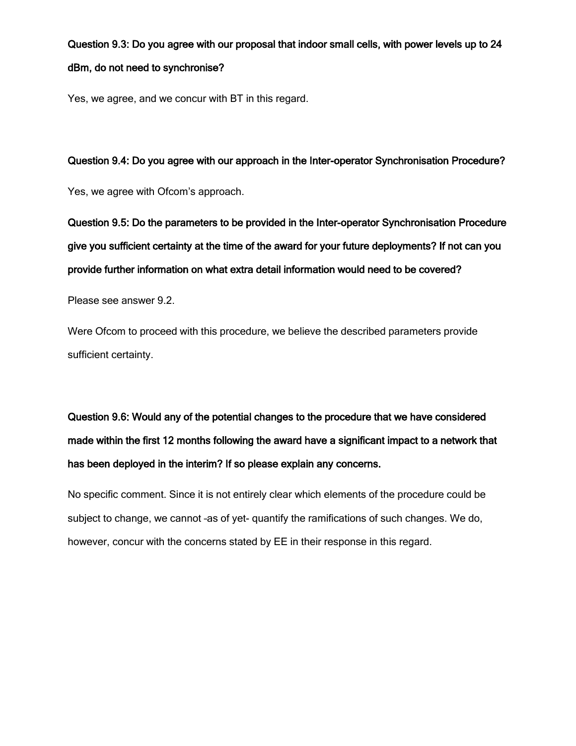**Question 9.3: Do you agree with our proposal that indoor small cells, with power levels up to 24 dBm, do not need to synchronise?**

Yes, we agree, and we concur with BT in this regard.

**Question 9.4: Do you agree with our approach in the Inter-operator Synchronisation Procedure?**

Yes, we agree with Ofcom's approach.

**Question 9.5: Do the parameters to be provided in the Inter-operator Synchronisation Procedure give you sufficient certainty at the time of the award for your future deployments? If not can you provide further information on what extra detail information would need to be covered?**

Please see answer 9.2.

Were Ofcom to proceed with this procedure, we believe the described parameters provide sufficient certainty.

**Question 9.6: Would any of the potential changes to the procedure that we have considered made within the first 12 months following the award have a significant impact to a network that has been deployed in the interim? If so please explain any concerns.**

No specific comment. Since it is not entirely clear which elements of the procedure could be subject to change, we cannot –as of yet– quantify the ramifications of such changes. We do, however, concur with the concerns stated by EE in their response in this regard.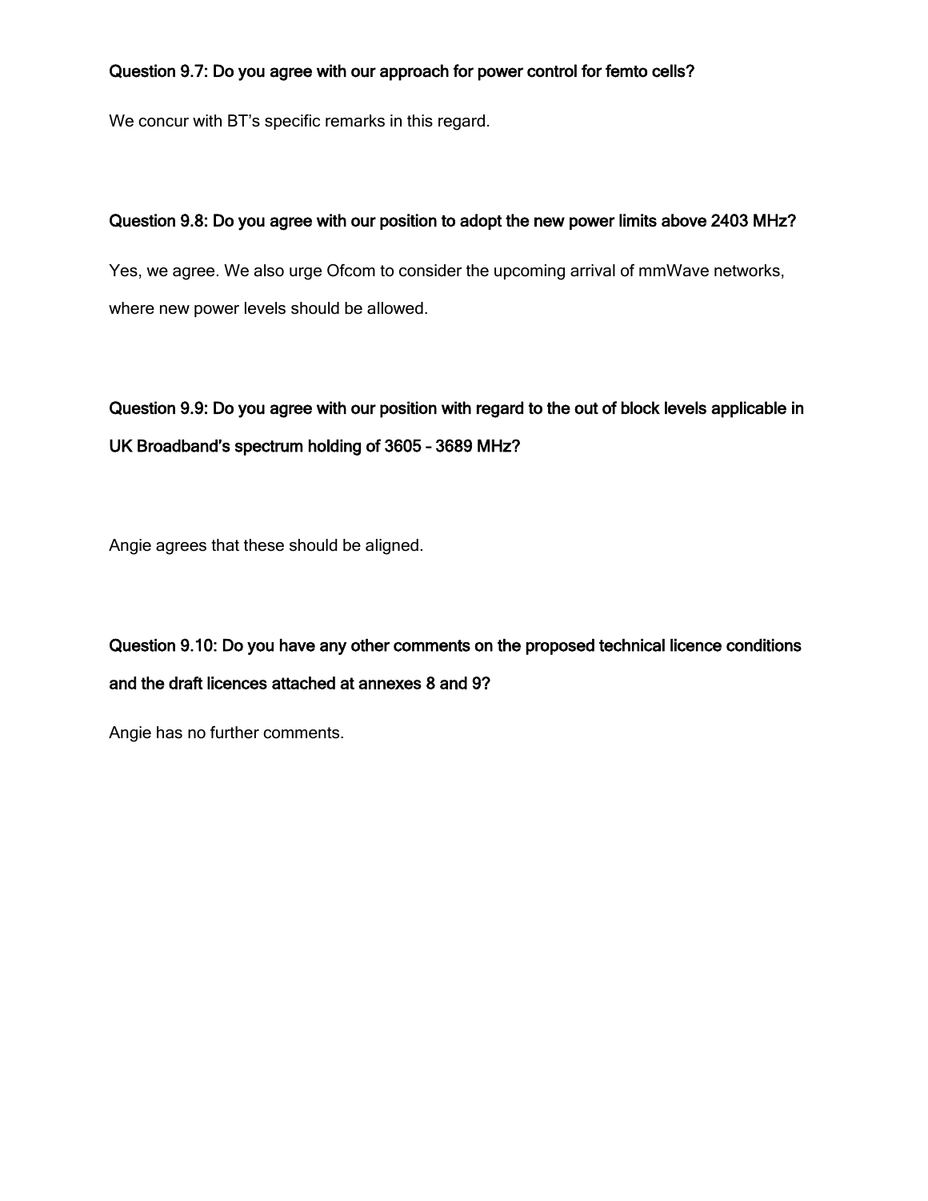**Question 9.7: Do you agree with our approach for power control for femto cells?**

We concur with BT's specific remarks in this regard.

**Question 9.8: Do you agree with our position to adopt the new power limits above 2403 MHz?**

Yes, we agree. We also urge Ofcom to consider the upcoming arrival of mmWave networks, where new power levels should be allowed.

**Question 9.9: Do you agree with our position with regard to the out of block levels applicable in UK Broadband's spectrum holding of 3605 – 3689 MHz?**

Angie agrees that these should be aligned.

**Question 9.10: Do you have any other comments on the proposed technical licence conditions and the draft licences attached at annexes 8 and 9?**

Angie has no further comments.